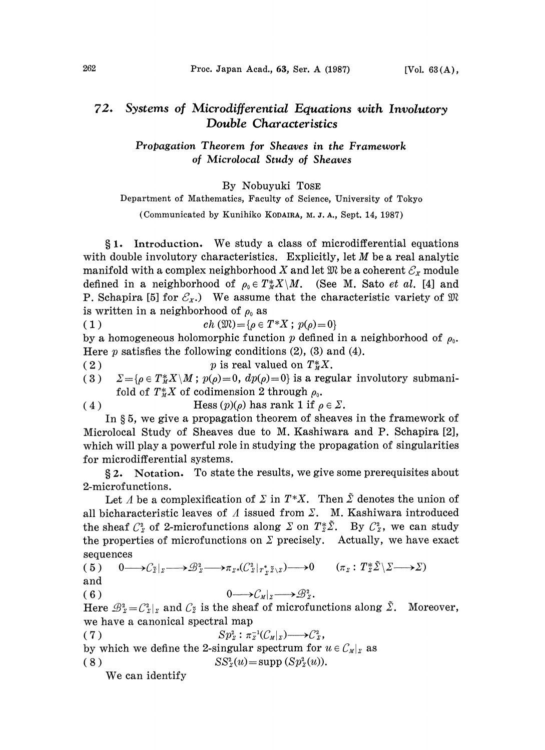# 72. Systems of Microdifferential Equations with Involutory Double Characteristics

## Propagation Theorem for Sheaves in the Framework of Microlocal Study of Sheaves

By Nobuyuki TOSE

Department of Mathematics, Faculty of Science, University of Tokyo

(Communicated by Kunihiko KODAIRA, M. J. A., Sept. 14, 1987)

§1. **Introduction.** We study a class of microdifferential equations with double involutory characteristics. Explicitly, let $M$ be a real analytic manifold with a complex neighborhood $X$ and let $\mathfrak{M}$ be a coherent $\mathcal{E}_X$ module defined in a neighborhood of $\rho_0 \in T^*_M X \backslash M$. (See M. Sato *et al.* [4] and P. Schapira [5] for $\mathcal{E}_X$.) We assume that the characteristic variety of $\mathfrak{M}$ is written in a neighborhood of $\rho_0$ as

$$(1) \qquad ch(\mathfrak{M}) = \{\rho \in T^*X \,;\, p(\rho) = 0\}$$

by a homogeneous holomorphic function $p$ defined in a neighborhood of $\rho_0$. Here $p$ satisfies the following conditions (2), (3) and (4).

(2) $p$ is real valued on $T^*_M X$.

(3) $\Sigma = \{\rho \in T^*_M X \backslash M \,;\, p(\rho) = 0,\ dp(\rho) = 0\}$ is a regular involutory submanifold of $T^*_M X$ of codimension 2 through $\rho_0$.

(4) $\mathrm{Hess}\,(p)(\rho)$ has rank 1 if $\rho \in \Sigma$.

In §5, we give a propagation theorem of sheaves in the framework of Microlocal Study of Sheaves due to M. Kashiwara and P. Schapira [2], which will play a powerful role in studying the propagation of singularities for microdifferential systems.

§2. **Notation.** To state the results, we give some prerequisites about 2-microfunctions.

Let $\Lambda$ be a complexification of $\Sigma$ in $T^*X$. Then $\tilde{\Sigma}$ denotes the union of all bicharacteristic leaves of $\Lambda$ issued from $\Sigma$. M. Kashiwara introduced the sheaf $\mathcal{C}^2_\Sigma$ of 2-microfunctions along $\Sigma$ on $T^*_\Sigma \tilde{\Sigma}$. By $\mathcal{C}^2_\Sigma$, we can study the properties of microfunctions on $\Sigma$ precisely. Actually, we have exact sequences

$$(5) \qquad 0 \longrightarrow \mathcal{C}_{\tilde{\Sigma}}|_\Sigma \longrightarrow \mathcal{B}^2_\Sigma \longrightarrow \pi_{\Sigma *}(\mathcal{C}^2_\Sigma|_{T^*_\Sigma \tilde{\Sigma} \backslash \Sigma}) \longrightarrow 0 \qquad (\pi_\Sigma : T^*_\Sigma \tilde{\Sigma} \backslash \Sigma \longrightarrow \Sigma)$$

and

$$(6) \qquad 0 \longrightarrow \mathcal{C}_M|_\Sigma \longrightarrow \mathcal{B}^2_\Sigma.$$

Here $\mathcal{B}^2_\Sigma = \mathcal{C}^2_\Sigma|_\Sigma$ and $\mathcal{C}_{\tilde{\Sigma}}$ is the sheaf of microfunctions along $\tilde{\Sigma}$. Moreover, we have a canonical spectral map

$$(7) \qquad Sp^2_\Sigma : \pi^{-1}_\Sigma(\mathcal{C}_M|_\Sigma) \longrightarrow \mathcal{C}^2_\Sigma,$$

by which we define the 2-singular spectrum for $u \in \mathcal{C}_M|_\Sigma$ as

$$(8) \qquad SS^2_\Sigma(u) = \mathrm{supp}\,(Sp^2_\Sigma(u)).$$

We can identify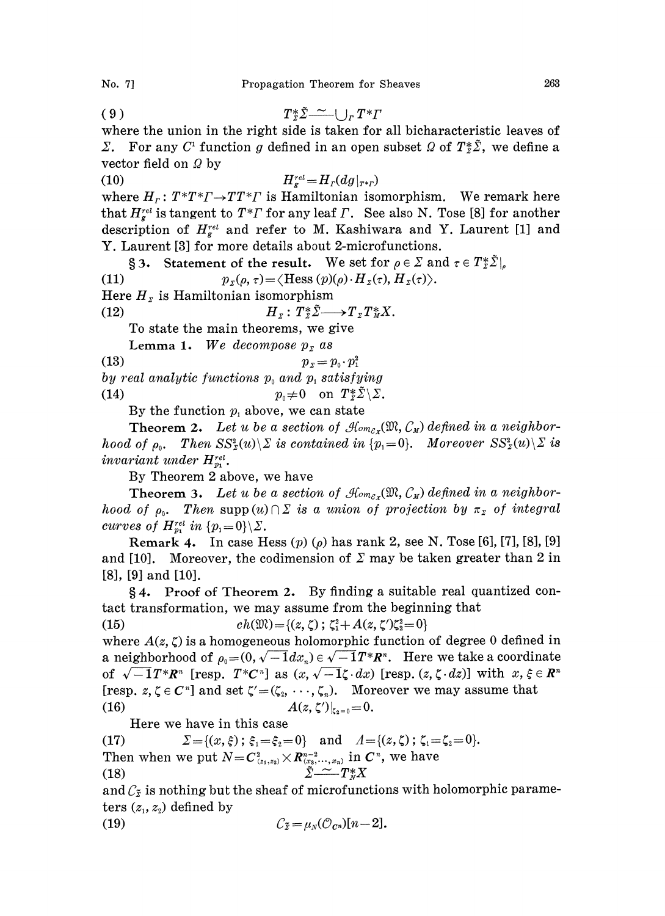$$T_{\Sigma}^{*}\tilde{\Sigma} \xrightarrow{\sim} \bigcup_{\Gamma} T^{*}\Gamma \tag{9}$$

where the union in the right side is taken for all bicharacteristic leaves of $\Sigma$. For any $C^1$ function $g$ defined in an open subset $\Omega$ of $T_{\Sigma}^{*}\tilde{\Sigma}$, we define a vector field on $\Omega$ by

$$H_{g}^{rel} = H_{\Gamma}(dg|_{T^{*}\Gamma}) \tag{10}$$

where $H_{\Gamma}: T^{*}T^{*}\Gamma \to TT^{*}\Gamma$ is Hamiltonian isomorphism. We remark here that $H_{g}^{rel}$ is tangent to $T^{*}\Gamma$ for any leaf $\Gamma$. See also N. Tose [8] for another description of $H_{g}^{rel}$ and refer to M. Kashiwara and Y. Laurent [1] and Y. Laurent [3] for more details about 2-microfunctions.

**§ 3. Statement of the result.** We set for $\rho \in \Sigma$ and $\tau \in T_{\Sigma}^{*}\tilde{\Sigma}|_{\rho}$

$$p_{\Sigma}(\rho, \tau) = \langle \text{Hess}\,(p)(\rho) \cdot H_{\Sigma}(\tau), H_{\Sigma}(\tau) \rangle. \tag{11}$$

Here $H_{\Sigma}$ is Hamiltonian isomorphism

$$H_{\Sigma}: T_{\Sigma}^{*}\tilde{\Sigma} \longrightarrow T_{\Sigma}T_{M}^{*}X. \tag{12}$$

To state the main theorems, we give

**Lemma 1.** *We decompose* $p_{\Sigma}$ *as*

$$p_{\Sigma} = p_0 \cdot p_1^2 \tag{13}$$

*by real analytic functions* $p_0$ *and* $p_1$ *satisfying*

$$p_0 \neq 0 \quad \text{on } T_{\Sigma}^{*}\tilde{\Sigma} \backslash \Sigma. \tag{14}$$

By the function $p_1$ above, we can state

**Theorem 2.** *Let* $u$ *be a section of* $\mathcal{H}om_{\mathcal{E}_X}(\mathfrak{M}, C_M)$ *defined in a neighborhood of* $\rho_0$. *Then* $SS_{\Sigma}^{2}(u) \backslash \Sigma$ *is contained in* $\{p_1 = 0\}$. *Moreover* $SS_{\Sigma}^{2}(u) \backslash \Sigma$ *is invariant under* $H_{p_1}^{rel}$.

By Theorem 2 above, we have

**Theorem 3.** *Let* $u$ *be a section of* $\mathcal{H}om_{\mathcal{E}_X}(\mathfrak{M}, C_M)$ *defined in a neighborhood of* $\rho_0$. *Then* $\text{supp}\,(u) \cap \Sigma$ *is a union of projection by* $\pi_{\Sigma}$ *of integral curves of* $H_{p_1}^{rel}$ *in* $\{p_1 = 0\} \backslash \Sigma$.

**Remark 4.** In case Hess $(p)$ $(\rho)$ has rank 2, see N. Tose [6], [7], [8], [9] and [10]. Moreover, the codimension of $\Sigma$ may be taken greater than 2 in [8], [9] and [10].

**§ 4. Proof of Theorem 2.** By finding a suitable real quantized contact transformation, we may assume from the beginning that

$$ch(\mathfrak{M}) = \{(z, \zeta)\,;\, \zeta_1^2 + A(z, \zeta')\zeta_2^2 = 0\} \tag{15}$$

where $A(z, \zeta)$ is a homogeneous holomorphic function of degree 0 defined in a neighborhood of $\rho_0 = (0, \sqrt{-1}dx_n) \in \sqrt{-1}T^{*}\boldsymbol{R}^n$. Here we take a coordinate of $\sqrt{-1}T^{*}\boldsymbol{R}^n$ [resp. $T^{*}\boldsymbol{C}^n$] as $(x, \sqrt{-1}\xi \cdot dx)$ [resp. $(z, \zeta \cdot dz)$] with $x, \xi \in \boldsymbol{R}^n$ [resp. $z, \zeta \in \boldsymbol{C}^n$] and set $\zeta' = (\zeta_2, \cdots, \zeta_n)$. Moreover we may assume that

$$A(z, \zeta')|_{\zeta_2 = 0} = 0. \tag{16}$$

Here we have in this case

$$\Sigma = \{(x, \xi)\,;\, \xi_1 = \xi_2 = 0\} \quad \text{and} \quad \Lambda = \{(z, \zeta)\,;\, \zeta_1 = \zeta_2 = 0\}. \tag{17}$$

Then when we put $N = \boldsymbol{C}_{(z_1, z_2)}^{2} \times \boldsymbol{R}_{(x_3, \cdots, x_n)}^{n-2}$ in $\boldsymbol{C}^n$, we have

$$\tilde{\Sigma} \xrightarrow{\sim} T_{N}^{*}X \tag{18}$$

and $C_{\tilde{\Sigma}}$ is nothing but the sheaf of microfunctions with holomorphic parameters $(z_1, z_2)$ defined by

$$C_{\tilde{\Sigma}} = \mu_N(\mathcal{O}_{\boldsymbol{C}^n})[n-2]. \tag{19}$$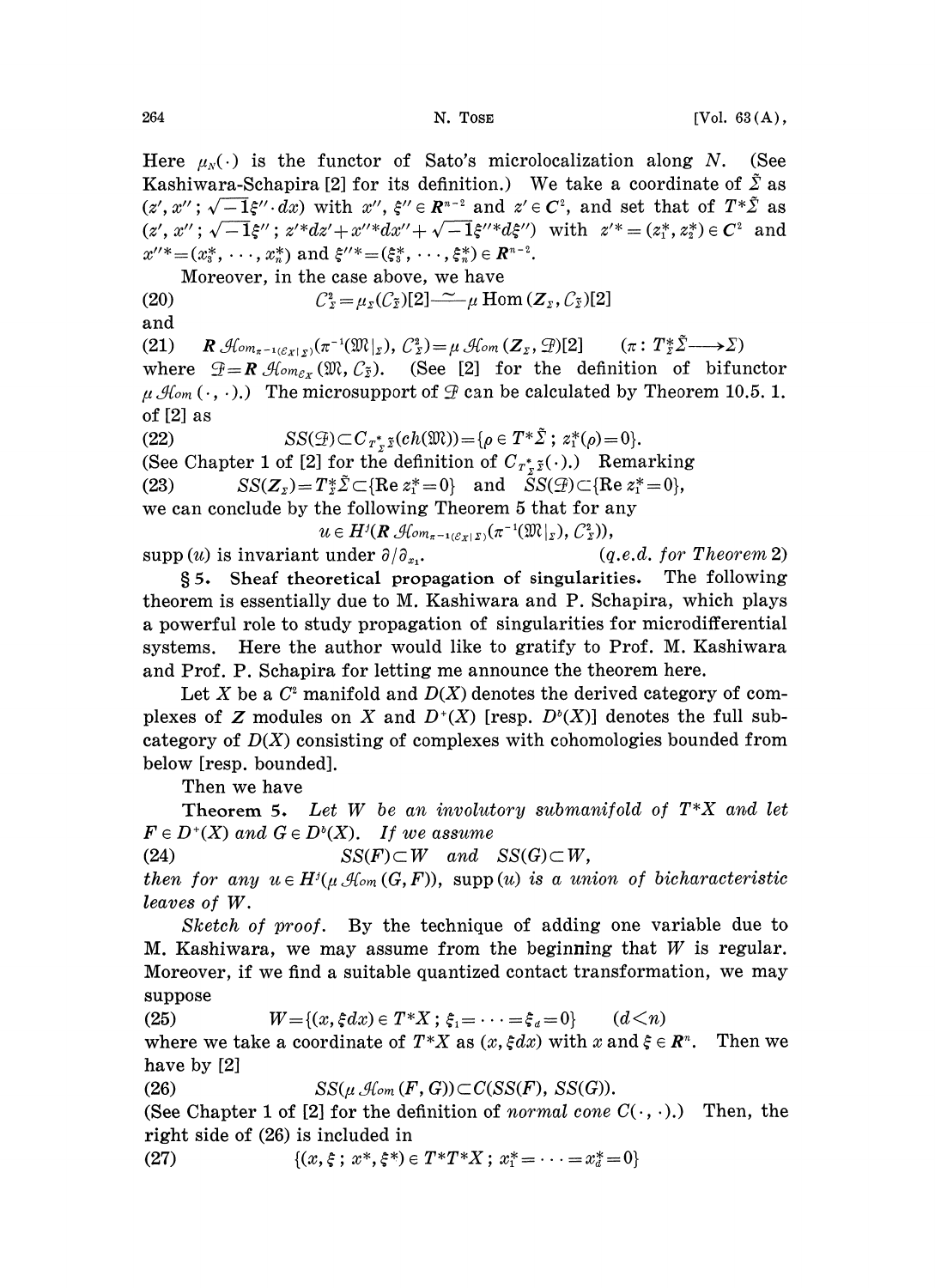Here $\mu_N(\cdot)$ is the functor of Sato's microlocalization along $N$. (See Kashiwara-Schapira [2] for its definition.) We take a coordinate of $\tilde{\Sigma}$ as $(z', x''; \sqrt{-1}\xi''\cdot dx)$ with $x'', \xi'' \in \boldsymbol{R}^{n-2}$ and $z' \in \boldsymbol{C}^2$, and set that of $T^*\tilde{\Sigma}$ as $(z', x''; \sqrt{-1}\xi''; z'^*dz' + x''^*dx'' + \sqrt{-1}\xi''^*d\xi'')$ with $z'^* = (z_1^*, z_2^*) \in \boldsymbol{C}^2$ and $x''^* = (x_3^*, \cdots, x_n^*)$ and $\xi''^* = (\xi_3^*, \cdots, \xi_n^*) \in \boldsymbol{R}^{n-2}$.

Moreover, in the case above, we have

$$C_{\Sigma}^2 = \mu_{\Sigma}(C_{\tilde{\Sigma}})[2] \xrightarrow{\sim} \mu\,\mathrm{Hom}\,(\boldsymbol{Z}_{\Sigma}, C_{\tilde{\Sigma}})[2] \tag{20}$$

and

$$\boldsymbol{R}\,\mathcal{H}om_{\pi^{-1}(\mathcal{E}_X|_{\Sigma})}(\pi^{-1}(\mathfrak{M}|_{\Sigma}), C_{\Sigma}^2) = \mu\,\mathcal{H}om\,(\boldsymbol{Z}_{\Sigma}, \mathcal{F})[2] \qquad (\pi : T_{\Sigma}^*\tilde{\Sigma} \longrightarrow \Sigma) \tag{21}$$

where $\mathcal{F} = \boldsymbol{R}\,\mathcal{H}om_{\mathcal{E}_X}(\mathfrak{M}, C_{\tilde{\Sigma}})$. (See [2] for the definition of bifunctor $\mu\,\mathcal{H}om\,(\cdot, \cdot)$.) The microsupport of $\mathcal{F}$ can be calculated by Theorem 10.5.1. of [2] as

$$SS(\mathcal{F}) \subset C_{T_{\Sigma}^*\tilde{\Sigma}}(ch(\mathfrak{M})) = \{\rho \in T^*\tilde{\Sigma}\,;\, z_1^*(\rho) = 0\}. \tag{22}$$

(See Chapter 1 of [2] for the definition of $C_{T_{\Sigma}^*\tilde{\Sigma}}(\cdot)$.) Remarking

$$SS(\boldsymbol{Z}_{\Sigma}) = T_{\Sigma}^*\tilde{\Sigma} \subset \{\mathrm{Re}\, z_1^* = 0\} \quad \text{and} \quad SS(\mathcal{F}) \subset \{\mathrm{Re}\, z_1^* = 0\}, \tag{23}$$

we can conclude by the following Theorem 5 that for any

$$u \in H^j(\boldsymbol{R}\,\mathcal{H}om_{\pi^{-1}(\mathcal{E}_X|_{\Sigma})}(\pi^{-1}(\mathfrak{M}|_{\Sigma}), C_{\Sigma}^2)),$$

supp $(u)$ is invariant under $\partial/\partial_{x_1}$. *(q.e.d. for Theorem 2)*

**§ 5. Sheaf theoretical propagation of singularities.** The following theorem is essentially due to M. Kashiwara and P. Schapira, which plays a powerful role to study propagation of singularities for microdifferential systems. Here the author would like to gratify to Prof. M. Kashiwara and Prof. P. Schapira for letting me announce the theorem here.

Let $X$ be a $C^2$ manifold and $D(X)$ denotes the derived category of complexes of $\boldsymbol{Z}$ modules on $X$ and $D^+(X)$ [resp. $D^b(X)$] denotes the full subcategory of $D(X)$ consisting of complexes with cohomologies bounded from below [resp. bounded].

Then we have

**Theorem 5.** *Let $W$ be an involutory submanifold of $T^*X$ and let $F \in D^+(X)$ and $G \in D^b(X)$. If we assume*

$$SS(F) \subset W \quad \text{and} \quad SS(G) \subset W, \tag{24}$$

*then for any $u \in H^j(\mu\,\mathcal{H}om\,(G, F))$, supp $(u)$ is a union of bicharacteristic leaves of $W$.*

*Sketch of proof.* By the technique of adding one variable due to M. Kashiwara, we may assume from the beginning that $W$ is regular. Moreover, if we find a suitable quantized contact transformation, we may suppose

$$W = \{(x, \xi dx) \in T^*X\,;\, \xi_1 = \cdots = \xi_d = 0\} \qquad (d < n) \tag{25}$$

where we take a coordinate of $T^*X$ as $(x, \xi dx)$ with $x$ and $\xi \in \boldsymbol{R}^n$. Then we have by [2]

$$SS(\mu\,\mathcal{H}om\,(F, G)) \subset C(SS(F), SS(G)). \tag{26}$$

(See Chapter 1 of [2] for the definition of *normal cone* $C(\cdot, \cdot)$.) Then, the right side of (26) is included in

$$\{(x, \xi\,;\, x^*, \xi^*) \in T^*T^*X\,;\, x_1^* = \cdots = x_d^* = 0\} \tag{27}$$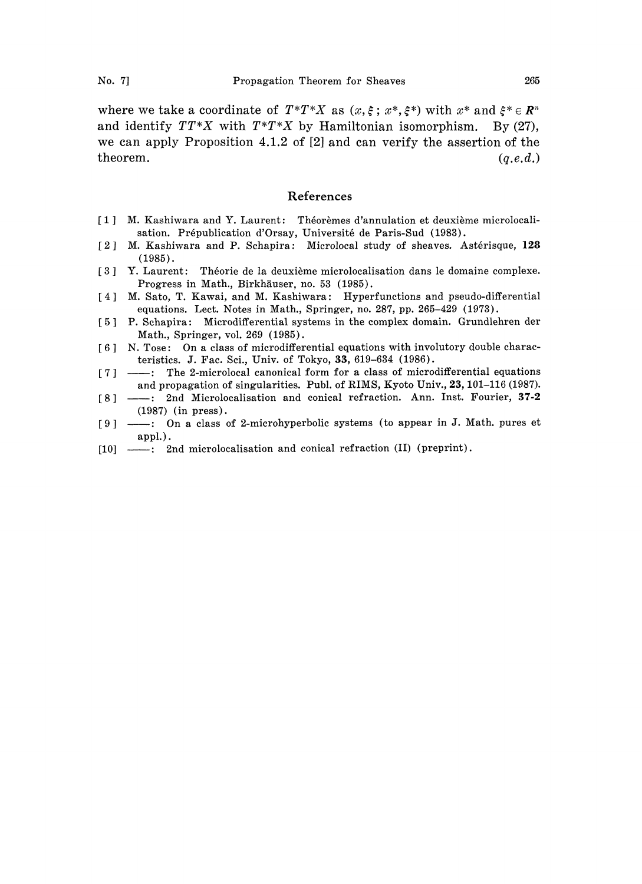where we take a coordinate of $T^*T^*X$ as $(x, \xi; x^*, \xi^*)$ with $x^*$ and $\xi^* \in \boldsymbol{R}^n$ and identify $TT^*X$ with $T^*T^*X$ by Hamiltonian isomorphism. By (27), we can apply Proposition 4.1.2 of [2] and can verify the assertion of the theorem. *(q.e.d.)*

## References

[1] M. Kashiwara and Y. Laurent: Théorèmes d'annulation et deuxième microlocalisation. Prépublication d'Orsay, Université de Paris-Sud (1983).

[2] M. Kashiwara and P. Schapira: Microlocal study of sheaves. Astérisque, **128** (1985).

[3] Y. Laurent: Théorie de la deuxième microlocalisation dans le domaine complexe. Progress in Math., Birkhäuser, no. 53 (1985).

[4] M. Sato, T. Kawai, and M. Kashiwara: Hyperfunctions and pseudo-differential equations. Lect. Notes in Math., Springer, no. 287, pp. 265–429 (1973).

[5] P. Schapira: Microdifferential systems in the complex domain. Grundlehren der Math., Springer, vol. 269 (1985).

[6] N. Tose: On a class of microdifferential equations with involutory double characteristics. J. Fac. Sci., Univ. of Tokyo, **33**, 619–634 (1986).

[7] ——: The 2-microlocal canonical form for a class of microdifferential equations and propagation of singularities. Publ. of RIMS, Kyoto Univ., **23**, 101–116 (1987).

[8] ——: 2nd Microlocalisation and conical refraction. Ann. Inst. Fourier, **37-2** (1987) (in press).

[9] ——: On a class of 2-microhyperbolic systems (to appear in J. Math. pures et appl.).

[10] ——: 2nd microlocalisation and conical refraction (II) (preprint).